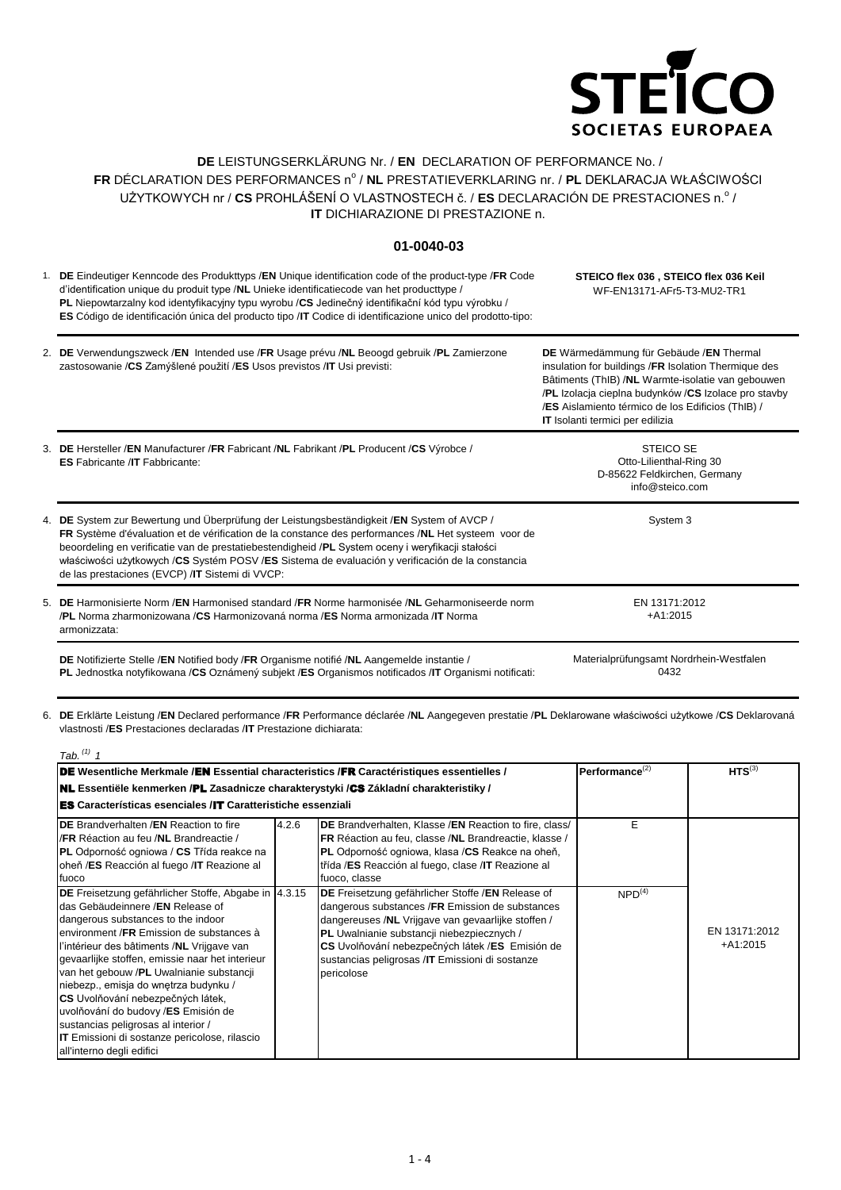STEICO
SOCIETAS EUROPAEA

# DE LEISTUNGSERKLÄRUNG Nr. / EN DECLARATION OF PERFORMANCE No. / FR DÉCLARATION DES PERFORMANCES n° / NL PRESTATIEVERKLARING nr. / PL DEKLARACJA WŁAŚCIWOŚCI UŻYTKOWYCH nr / CS PROHLÁŠENÍ O VLASTNOSTECH č. / ES DECLARACIÓN DE PRESTACIONES n.° / IT DICHIARAZIONE DI PRESTAZIONE n.

## 01-0040-03

1. **DE** Eindeutiger Kenncode des Produkttyps /**EN** Unique identification code of the product-type /**FR** Code d'identification unique du produit type /**NL** Unieke identificatiecode van het producttype / **PL** Niepowtarzalny kod identyfikacyjny typu wyrobu /**CS** Jedinečný identifikační kód typu výrobku / **ES** Código de identificación única del producto tipo /**IT** Codice di identificazione unico del prodotto-tipo:

   **STEICO flex 036 , STEICO flex 036 Keil**
   WF-EN13171-AFr5-T3-MU2-TR1

2. **DE** Verwendungszweck /**EN** Intended use /**FR** Usage prévu /**NL** Beoogd gebruik /**PL** Zamierzone zastosowanie /**CS** Zamýšlené použití /**ES** Usos previstos /**IT** Usi previsti:

   **DE** Wärmedämmung für Gebäude /**EN** Thermal insulation for buildings /**FR** Isolation Thermique des Bâtiments (ThIB) /**NL** Warmte-isolatie van gebouwen /**PL** Izolacja cieplna budynków /**CS** Izolace pro stavby /**ES** Aislamiento térmico de los Edificios (ThIB) / **IT** Isolanti termici per edilizia

3. **DE** Hersteller /**EN** Manufacturer /**FR** Fabricant /**NL** Fabrikant /**PL** Producent /**CS** Výrobce / **ES** Fabricante /**IT** Fabbricante:

   STEICO SE
   Otto-Lilienthal-Ring 30
   D-85622 Feldkirchen, Germany
   info@steico.com

4. **DE** System zur Bewertung und Überprüfung der Leistungsbeständigkeit /**EN** System of AVCP / **FR** Système d'évaluation et de vérification de la constance des performances /**NL** Het systeem voor de beoordeling en verificatie van de prestatiebestendigheid /**PL** System oceny i weryfikacji stałości właściwości użytkowych /**CS** Systém POSV /**ES** Sistema de evaluación y verificación de la constancia de las prestaciones (EVCP) /**IT** Sistemi di VVCP:

   System 3

5. **DE** Harmonisierte Norm /**EN** Harmonised standard /**FR** Norme harmonisée /**NL** Geharmoniseerde norm /**PL** Norma zharmonizowana /**CS** Harmonizovaná norma /**ES** Norma armonizada /**IT** Norma armonizzata:

   EN 13171:2012
   +A1:2015

   **DE** Notifizierte Stelle /**EN** Notified body /**FR** Organisme notifié /**NL** Aangemelde instantie / **PL** Jednostka notyfikowana /**CS** Oznámený subjekt /**ES** Organismos notificados /**IT** Organismi notificati:

   Materialprüfungsamt Nordrhein-Westfalen
   0432

6. **DE** Erklärte Leistung /**EN** Declared performance /**FR** Performance déclarée /**NL** Aangegeven prestatie /**PL** Deklarowane właściwości użytkowe /**CS** Deklarovaná vlastnosti /**ES** Prestaciones declaradas /**IT** Prestazione dichiarata:

*Tab. [1] 1*

| **DE Wesentliche Merkmale /EN Essential characteristics /FR Caractéristiques essentielles / NL Essentiële kenmerken /PL Zasadnicze charakterystyki /CS Základní charakteristiky / ES Características esenciales /IT Caratteristiche essenziali** | | | **Performance[2]** | **HTS[3]** |
|---|---|---|---|---|
| **DE** Brandverhalten /**EN** Reaction to fire /**FR** Réaction au feu /**NL** Brandreactie / **PL** Odporność ogniowa / **CS** Třída reakce na oheň /**ES** Reacción al fuego /**IT** Reazione al fuoco | 4.2.6 | **DE** Brandverhalten, Klasse /**EN** Reaction to fire, class/ **FR** Réaction au feu, classe /**NL** Brandreactie, klasse / **PL** Odporność ogniowa, klasa /**CS** Reakce na oheň, třída /**ES** Reacción al fuego, clase /**IT** Reazione al fuoco, classe | E | EN 13171:2012 +A1:2015 |
| **DE** Freisetzung gefährlicher Stoffe, Abgabe in das Gebäudeinnere /**EN** Release of dangerous substances to the indoor environment /**FR** Emission de substances à l'intérieur des bâtiments /**NL** Vrijgave van gevaarlijke stoffen, emissie naar het interieur van het gebouw /**PL** Uwalnianie substancji niebezp., emisja do wnętrza budynku / **CS** Uvolňování nebezpečných látek, uvolňování do budovy /**ES** Emisión de sustancias peligrosas al interior / **IT** Emissioni di sostanze pericolose, rilascio all'interno degli edifici | 4.3.15 | **DE** Freisetzung gefährlicher Stoffe /**EN** Release of dangerous substances /**FR** Emission de substances dangereuses /**NL** Vrijgave van gevaarlijke stoffen / **PL** Uwalnianie substancji niebezpiecznych / **CS** Uvolňování nebezpečných látek /**ES** Emisión de sustancias peligrosas /**IT** Emissioni di sostanze pericolose | NPD[4] | |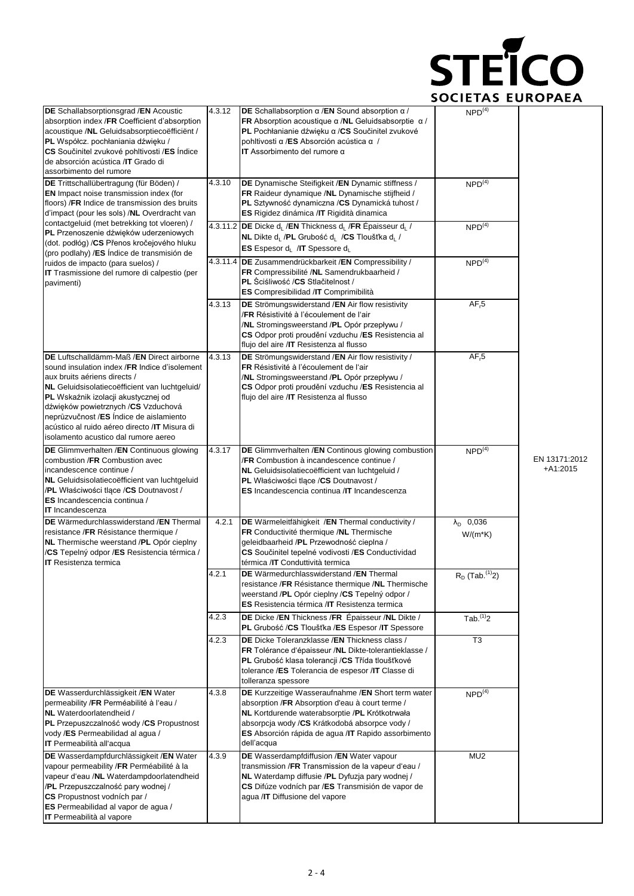| | | | | |
|---|---|---|---|---|
| **DE** Schallabsorptionsgrad /**EN** Acoustic absorption index /**FR** Coefficient d'absorption acoustique /**NL** Geluidsabsorptiecoëfficiënt /**PL** Współcz. pochłaniania dźwięku /**CS** Součinitel zvukové pohltivosti /**ES** Índice de absorción acústica /**IT** Grado di assorbimento del rumore | 4.3.12 | **DE** Schallabsorption α /**EN** Sound absorption α /**FR** Absorption acoustique α /**NL** Geluidsabsorptie α /**PL** Pochłanianie dźwięku α /**CS** Součinitel zvukové pohltivosti α /**ES** Absorción acústica α /**IT** Assorbimento del rumore α | NPD(4) | EN 13171:2012 +A1:2015 |
| **DE** Trittschallübertragung (für Böden) /**EN** Impact noise transmission index (for floors) /**FR** Indice de transmission des bruits d'impact (pour les sols) /**NL** Overdracht van contactgeluid (met betrekking tot vloeren) /**PL** Przenoszenie dźwięków uderzeniowych (dot. podłóg) /**CS** Přenos kročejového hluku (pro podlahy) /**ES** Índice de transmisión de ruidos de impacto (para suelos) /**IT** Trasmissione del rumore di calpestio (per pavimenti) | 4.3.10 | **DE** Dynamische Steifigkeit /**EN** Dynamic stiffness /**FR** Raideur dynamique /**NL** Dynamische stijfheid /**PL** Sztywność dynamiczna /**CS** Dynamická tuhost /**ES** Rigidez dinámica /**IT** Rigidità dinamica | NPD(4) | |
| | 4.3.11.2 | **DE** Dicke $d_L$ /**EN** Thickness $d_L$ /**FR** Épaisseur $d_L$ /**NL** Dikte $d_L$ /**PL** Grubość $d_L$ /**CS** Tloušťka $d_L$ /**ES** Espesor $d_L$ /**IT** Spessore $d_L$ | NPD(4) | |
| | 4.3.11.4 | **DE** Zusammendrückbarkeit /**EN** Compressibility /**FR** Compressibilité /**NL** Samendrukbaarheid /**PL** Ściśliwość /**CS** Stlačitelnost /**ES** Compresibilidad /**IT** Comprimibilità | NPD(4) | |
| | 4.3.13 | **DE** Strömungswiderstand /**EN** Air flow resistivity /**FR** Résistivité à l'écoulement de l'air /**NL** Stromingsweerstand /**PL** Opór przepływu /**CS** Odpor proti proudění vzduchu /**ES** Resistencia al flujo del aire /**IT** Resistenza al flusso | $AF_r5$ | |
| **DE** Luftschalldämm-Maß /**EN** Direct airborne sound insulation index /**FR** Indice d'isolement aux bruits aériens directs /**NL** Geluidsisolatiecoëfficient van luchtgeluid/ **PL** Wskaźnik izolacji akustycznej od dźwięków powietrznych /**CS** Vzduchová neprůzvučnost /**ES** Índice de aislamiento acústico al ruido aéreo directo /**IT** Misura di isolamento acustico dal rumore aereo | 4.3.13 | **DE** Strömungswiderstand /**EN** Air flow resistivity /**FR** Résistivité à l'écoulement de l'air /**NL** Stromingsweerstand /**PL** Opór przepływu /**CS** Odpor proti proudění vzduchu /**ES** Resistencia al flujo del aire /**IT** Resistenza al flusso | $AF_r5$ | |
| **DE** Glimmverhalten /**EN** Continuous glowing combustion /**FR** Combustion avec incandescence continue /**NL** Geluidsisolatiecoëfficient van luchtgeluid /**PL** Właściwości tlące /**CS** Doutnavost /**ES** Incandescencia continua /**IT** Incandescenza | 4.3.17 | **DE** Glimmverhalten /**EN** Continous glowing combustion /**FR** Combustion à incandescence continue /**NL** Geluidsisolatiecoëfficient van luchtgeluid /**PL** Właściwości tlące /**CS** Doutnavost /**ES** Incandescencia continua /**IT** Incandescenza | NPD(4) | |
| **DE** Wärmedurchlasswiderstand /**EN** Thermal resistance /**FR** Résistance thermique /**NL** Thermische weerstand /**PL** Opór cieplny /**CS** Tepelný odpor /**ES** Resistencia térmica /**IT** Resistenza termica | 4.2.1 | **DE** Wärmeleitfähigkeit /**EN** Thermal conductivity /**FR** Conductivité thermique /**NL** Thermische geleidbaarheid /**PL** Przewodność cieplna /**CS** Součinitel tepelné vodivosti /**ES** Conductividad térmica /**IT** Conduttività termica | $\lambda_D$ 0,036 W/(m*K) | |
| | 4.2.1 | **DE** Wärmedurchlasswiderstand /**EN** Thermal resistance /**FR** Résistance thermique /**NL** Thermische weerstand /**PL** Opór cieplny /**CS** Tepelný odpor /**ES** Resistencia térmica /**IT** Resistenza termica | $R_D$ (Tab.(1)2) | |
| | 4.2.3 | **DE** Dicke /**EN** Thickness /**FR** Épaisseur /**NL** Dikte /**PL** Grubość /**CS** Tloušťka /**ES** Espesor /**IT** Spessore | Tab.(1)2 | |
| | 4.2.3 | **DE** Dicke Toleranzklasse /**EN** Thickness class /**FR** Tolérance d'épaisseur /**NL** Dikte-tolerantieklasse /**PL** Grubość klasa tolerancji /**CS** Třída tloušťkové tolerance /**ES** Tolerancia de espesor /**IT** Classe di tolleranza spessore | T3 | |
| **DE** Wasserdurchlässigkeit /**EN** Water permeability /**FR** Perméabilité à l'eau /**NL** Waterdoorlatendheid /**PL** Przepuszczalność wody /**CS** Propustnost vody /**ES** Permeabilidad al agua /**IT** Permeabilità all'acqua | 4.3.8 | **DE** Kurzzeitige Wasseraufnahme /**EN** Short term water absorption /**FR** Absorption d'eau à court terme /**NL** Kortdurende waterabsorptie /**PL** Krótkotrwała absorpcja wody /**CS** Krátkodobá absorpce vody /**ES** Absorción rápida de agua /**IT** Rapido assorbimento dell'acqua | NPD(4) | |
| **DE** Wasserdampfdurchlässigkeit /**EN** Water vapour permeability /**FR** Perméabilité à la vapeur d'eau /**NL** Waterdampdoorlatendheid /**PL** Przepuszczalność pary wodnej /**CS** Propustnost vodních par /**ES** Permeabilidad al vapor de agua /**IT** Permeabilità al vapore | 4.3.9 | **DE** Wasserdampfdiffusion /**EN** Water vapour transmission /**FR** Transmission de la vapeur d'eau /**NL** Waterdamp diffusie /**PL** Dyfuzja pary wodnej /**CS** Difúze vodních par /**ES** Transmisión de vapor de agua /**IT** Diffusione del vapore | MU2 | |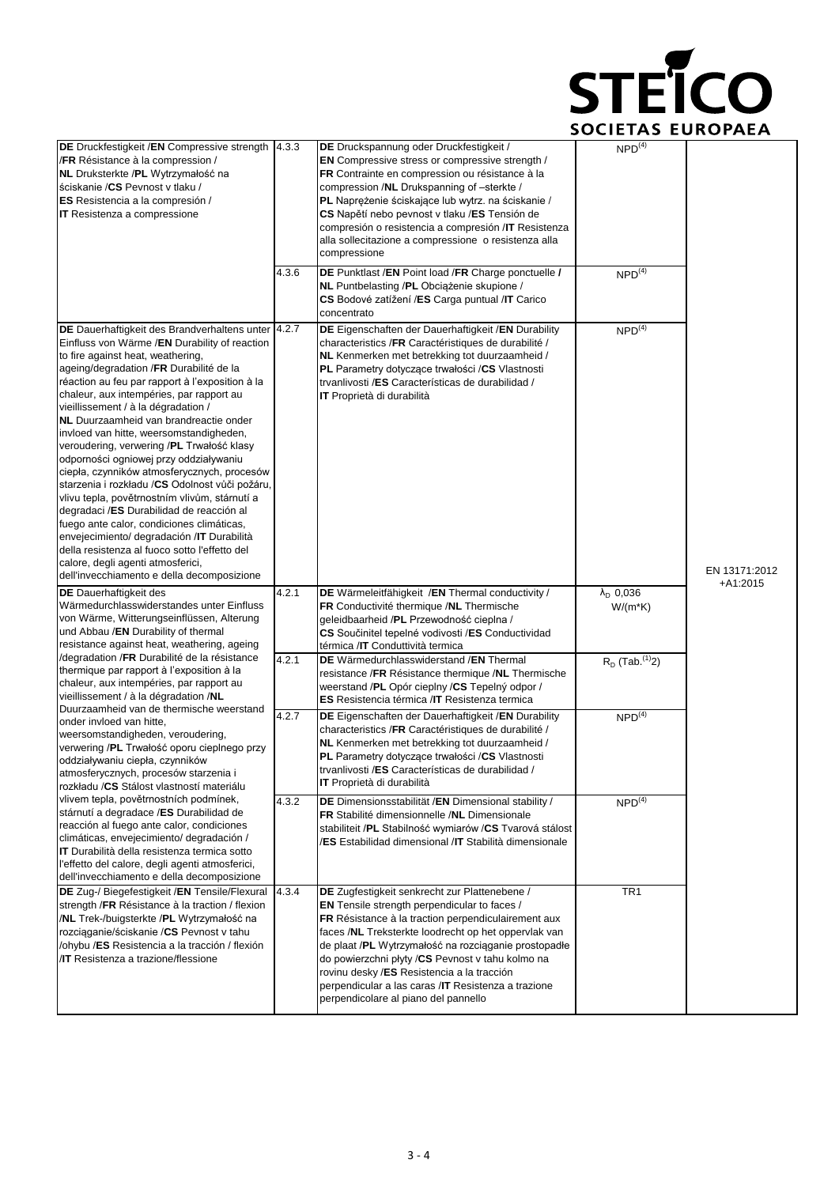| | | | | |
|---|---|---|---|---|
| **DE** Druckfestigkeit /**EN** Compressive strength /**FR** Résistance à la compression / **NL** Druksterkte /**PL** Wytrzymałość na ściskanie /**CS** Pevnost v tlaku / **ES** Resistencia a la compresión / **IT** Resistenza a compressione | 4.3.3 | **DE** Druckspannung oder Druckfestigkeit / **EN** Compressive stress or compressive strength / **FR** Contrainte en compression ou résistance à la compression /**NL** Drukspanning of –sterkte / **PL** Naprężenie ściskające lub wytrz. na ściskanie / **CS** Napětí nebo pevnost v tlaku /**ES** Tensión de compresión o resistencia a compresión /**IT** Resistenza alla sollecitazione a compressione o resistenza alla compressione | NPD[4] | EN 13171:2012 +A1:2015 |
| | 4.3.6 | **DE** Punktlast /**EN** Point load /**FR** Charge ponctuelle / **NL** Puntbelasting /**PL** Obciążenie skupione / **CS** Bodové zatížení /**ES** Carga puntual /**IT** Carico concentrato | NPD[4] | |
| **DE** Dauerhaftigkeit des Brandverhaltens unter Einfluss von Wärme /**EN** Durability of reaction to fire against heat, weathering, ageing/degradation /**FR** Durabilité de la réaction au feu par rapport à l'exposition à la chaleur, aux intempéries, par rapport au vieillissement / à la dégradation / **NL** Duurzaamheid van brandreactie onder invloed van hitte, weersomstandigheden, veroudering, verwering /**PL** Trwałość klasy odporności ogniowej przy oddziaływaniu ciepła, czynników atmosferycznych, procesów starzenia i rozkładu /**CS** Odolnost vůči požáru, vlivu tepla, povětrnostním vlivům, stárnutí a degradaci /**ES** Durabilidad de reacción al fuego ante calor, condiciones climáticas, envejecimiento/ degradación /**IT** Durabilità della resistenza al fuoco sotto l'effetto del calore, degli agenti atmosferici, dell'invecchiamento e della decomposizione | 4.2.7 | **DE** Eigenschaften der Dauerhaftigkeit /**EN** Durability characteristics /**FR** Caractéristiques de durabilité / **NL** Kenmerken met betrekking tot duurzaamheid / **PL** Parametry dotyczące trwałości /**CS** Vlastnosti trvanlivosti /**ES** Características de durabilidad / **IT** Proprietà di durabilità | NPD[4] | |
| **DE** Dauerhaftigkeit des Wärmedurchlasswiderstandes unter Einfluss von Wärme, Witterungseinflüssen, Alterung und Abbau /**EN** Durability of thermal resistance against heat, weathering, ageing /degradation /**FR** Durabilité de la résistance thermique par rapport à l'exposition à la chaleur, aux intempéries, par rapport au vieillissement / à la dégradation /**NL** Duurzaamheid van de thermische weerstand onder invloed van hitte, weersomstandigheden, veroudering, verwering /**PL** Trwałość oporu cieplnego przy oddziaływaniu ciepła, czynników atmosferycznych, procesów starzenia i rozkładu /**CS** Stálost vlastností materiálu vlivem tepla, povětrnostních podmínek, stárnutí a degradace /**ES** Durabilidad de reacción al fuego ante calor, condiciones climáticas, envejecimiento/ degradación / **IT** Durabilità della resistenza termica sotto l'effetto del calore, degli agenti atmosferici, dell'invecchiamento e della decomposizione | 4.2.1 | **DE** Wärmeleitfähigkeit /**EN** Thermal conductivity / **FR** Conductivité thermique /**NL** Thermische geleidbaarheid /**PL** Przewodność cieplna / **CS** Součinitel tepelné vodivosti /**ES** Conductividad térmica /**IT** Conduttività termica | $\lambda_D$ 0,036 W/(m*K) | |
| | 4.2.1 | **DE** Wärmedurchlasswiderstand /**EN** Thermal resistance /**FR** Résistance thermique /**NL** Thermische weerstand /**PL** Opór cieplny /**CS** Tepelný odpor / **ES** Resistencia térmica /**IT** Resistenza termica | $R_D$ (Tab.[1]2) | |
| | 4.2.7 | **DE** Eigenschaften der Dauerhaftigkeit /**EN** Durability characteristics /**FR** Caractéristiques de durabilité / **NL** Kenmerken met betrekking tot duurzaamheid / **PL** Parametry dotyczące trwałości /**CS** Vlastnosti trvanlivosti /**ES** Características de durabilidad / **IT** Proprietà di durabilità | NPD[4] | |
| | 4.3.2 | **DE** Dimensionsstabilität /**EN** Dimensional stability / **FR** Stabilité dimensionnelle /**NL** Dimensionale stabiliteit /**PL** Stabilność wymiarów /**CS** Tvarová stálost /**ES** Estabilidad dimensional /**IT** Stabilità dimensionale | NPD[4] | |
| **DE** Zug-/ Biegefestigkeit /**EN** Tensile/Flexural strength /**FR** Résistance à la traction / flexion /**NL** Trek-/buigsterkte /**PL** Wytrzymałość na rozciąganie/ściskanie /**CS** Pevnost v tahu /ohybu /**ES** Resistencia a la tracción / flexión /**IT** Resistenza a trazione/flessione | 4.3.4 | **DE** Zugfestigkeit senkrecht zur Plattenebene / **EN** Tensile strength perpendicular to faces / **FR** Résistance à la traction perpendiculairement aux faces /**NL** Treksterkte loodrecht op het oppervlak van de plaat /**PL** Wytrzymałość na rozciąganie prostopadłe do powierzchni płyty /**CS** Pevnost v tahu kolmo na rovinu desky /**ES** Resistencia a la tracción perpendicular a las caras /**IT** Resistenza a trazione perpendicolare al piano del pannello | TR1 | |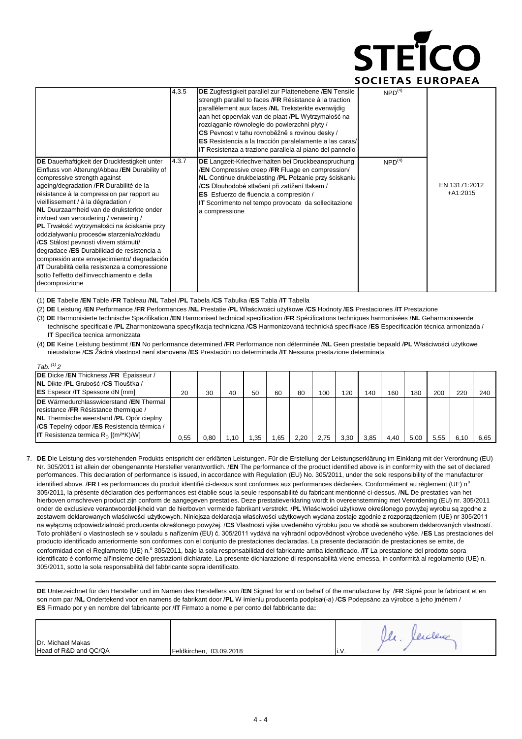| | | | | |
|---|---|---|---|---|
| | 4.3.5 | **DE** Zugfestigkeit parallel zur Plattenebene /**EN** Tensile strength parallel to faces /**FR** Résistance à la traction parallèlement aux faces /**NL** Treksterkte evenwijdig aan het oppervlak van de plaat /**PL** Wytrzymałość na rozciąganie równoległe do powierzchni płyty / **CS** Pevnost v tahu rovnoběžně s rovinou desky / **ES** Resistencia a la tracción paralelamente a las caras/ **IT** Resistenza a trazione parallela al piano del pannello | NPD[4] | EN 13171:2012 +A1:2015 |
| **DE** Dauerhaftigkeit der Druckfestigkeit unter Einfluss von Alterung/Abbau /**EN** Durability of compressive strength against ageing/degradation /**FR** Durabilité de la résistance à la compression par rapport au vieillissement / à la dégradation / **NL** Duurzaamheid van de druksterkte onder invloed van veroudering / verwering / **PL** Trwałość wytrzymałości na ściskanie przy oddziaływaniu procesów starzenia/rozkładu /**CS** Stálost pevnosti vlivem stárnutí/ degradace /**ES** Durabilidad de resistencia a compresión ante envejecimiento/ degradación /**IT** Durabilità della resistenza a compressione sotto l'effetto dell'invecchiamento e della decomposizione | 4.3.7 | **DE** Langzeit-Kriechverhalten bei Druckbeanspruchung /**EN** Compressive creep /**FR** Fluage en compression/ **NL** Continue drukbelasting /**PL** Pełzanie przy ściskaniu /**CS** Dlouhodobé stlačení při zatížení tlakem / **ES** Esfuerzo de fluencia a compresión / **IT** Scorrimento nel tempo provocato da sollecitazione a compressione | NPD[4] | |

(1) **DE** Tabelle /**EN** Table /**FR** Tableau /**NL** Tabel /**PL** Tabela /**CS** Tabulka /**ES** Tabla /**IT** Tabella

(2) **DE** Leistung /**EN** Performance /**FR** Performances /**NL** Prestatie /**PL** Właściwości użytkowe /**CS** Hodnoty /**ES** Prestaciones /**IT** Prestazione

(3) **DE** Harmonisierte technische Spezifikation /**EN** Harmonised technical specification /**FR** Spécifications techniques harmonisées /**NL** Geharmoniseerde technische specificatie /**PL** Zharmonizowana specyfikacja techniczna /**CS** Harmonizovaná technická specifikace /**ES** Especificación técnica armonizada / **IT** Specifica tecnica armonizzata

(4) **DE** Keine Leistung bestimmt /**EN** No performance determined /**FR** Performance non déterminée /**NL** Geen prestatie bepaald /**PL** Właściwości użytkowe nieustalone /**CS** Žádná vlastnost není stanovena /**ES** Prestación no determinada /**IT** Nessuna prestazione determinata

*Tab.* [1] *2*

| **DE** Dicke /**EN** Thickness /**FR** Épaisseur / **NL** Dikte /**PL** Grubość /**CS** Tloušťka / **ES** Espesor /**IT** Spessore dN [mm] | 20 | 30 | 40 | 50 | 60 | 80 | 100 | 120 | 140 | 160 | 180 | 200 | 220 | 240 |
|---|---|---|---|---|---|---|---|---|---|---|---|---|---|---|
| **DE** Wärmedurchlasswiderstand /**EN** Thermal resistance /**FR** Résistance thermique / **NL** Thermische weerstand /**PL** Opór cieplny /**CS** Tepelný odpor /**ES** Resistencia térmica / **IT** Resistenza termica $R_D$ [(m²*K)/W] | 0,55 | 0,80 | 1,10 | 1,35 | 1,65 | 2,20 | 2,75 | 3,30 | 3,85 | 4,40 | 5,00 | 5,55 | 6,10 | 6,65 |

7. **DE** Die Leistung des vorstehenden Produkts entspricht der erklärten Leistungen. Für die Erstellung der Leistungserklärung im Einklang mit der Verordnung (EU) Nr. 305/2011 ist allein der obengenannte Hersteller verantwortlich. /**EN** The performance of the product identified above is in conformity with the set of declared performances. This declaration of performance is issued, in accordance with Regulation (EU) No. 305/2011, under the sole responsibility of the manufacturer identified above. /**FR** Les performances du produit identifié ci-dessus sont conformes aux performances déclarées. Conformément au règlement (UE) n° 305/2011, la présente déclaration des performances est établie sous la seule responsabilité du fabricant mentionné ci-dessus. /**NL** De prestaties van het hierboven omschreven product zijn conform de aangegeven prestaties. Deze prestatieverklaring wordt in overeenstemming met Verordening (EU) nr. 305/2011 onder de exclusieve verantwoordelijkheid van de hierboven vermelde fabrikant verstrekt. /**PL** Właściwości użytkowe określonego powyżej wyrobu są zgodne z zestawem deklarowanych właściwości użytkowych. Niniejsza deklaracja właściwości użytkowych wydana zostaje zgodnie z rozporządzeniem (UE) nr 305/2011 na wyłączną odpowiedzialność producenta określonego powyżej. /**CS** Vlastnosti výše uvedeného výrobku jsou ve shodě se souborem deklarovaných vlastností. Toto prohlášení o vlastnostech se v souladu s nařízením (EU) č. 305/2011 vydává na výhradní odpovědnost výrobce uvedeného výše. /**ES** Las prestaciones del producto identificado anteriormente son conformes con el conjunto de prestaciones declaradas. La presente declaración de prestaciones se emite, de conformidad con el Reglamento (UE) n.º 305/2011, bajo la sola responsabilidad del fabricante arriba identificado. /**IT** La prestazione del prodotto sopra identificato è conforme all'insieme delle prestazioni dichiarate. La presente dichiarazione di responsabilità viene emessa, in conformità al regolamento (UE) n. 305/2011, sotto la sola responsabilità del fabbricante sopra identificato.

**DE** Unterzeichnet für den Hersteller und im Namen des Herstellers von /**EN** Signed for and on behalf of the manufacturer by /**FR** Signé pour le fabricant et en son nom par /**NL** Ondertekend voor en namens de fabrikant door /**PL** W imieniu producenta podpisał(-a) /**CS** Podepsáno za výrobce a jeho jménem / **ES** Firmado por y en nombre del fabricante por /**IT** Firmato a nome e per conto del fabbricante da**:**

| | | |
|---|---|---|
| Dr. Michael Makas<br>Head of R&D and QC/QA | Feldkirchen, 03.09.2018 | i.V. |